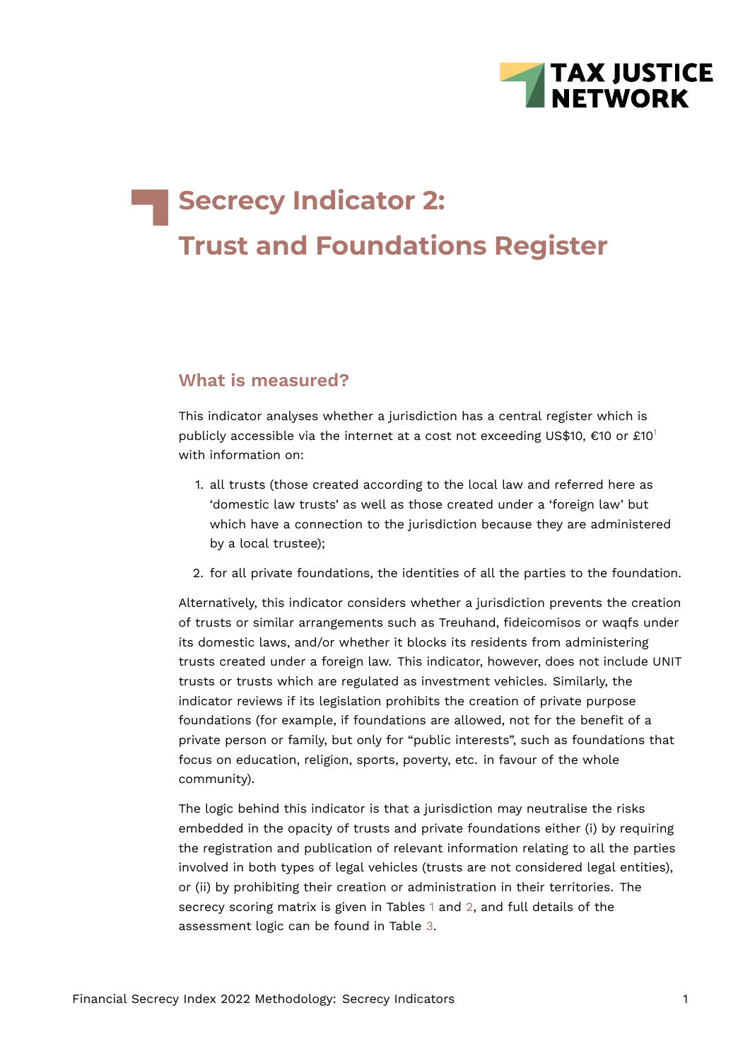# Secrecy Indicator 2: Trust and Foundations Register

## What is measured?

This indicator analyses whether a jurisdiction has a central register which is publicly accessible via the internet at a cost not exceeding US$10, €10 or £10[1] with information on:

1. all trusts (those created according to the local law and referred here as 'domestic law trusts' as well as those created under a 'foreign law' but which have a connection to the jurisdiction because they are administered by a local trustee);
2. for all private foundations, the identities of all the parties to the foundation.

Alternatively, this indicator considers whether a jurisdiction prevents the creation of trusts or similar arrangements such as Treuhand, fideicomisos or waqfs under its domestic laws, and/or whether it blocks its residents from administering trusts created under a foreign law. This indicator, however, does not include UNIT trusts or trusts which are regulated as investment vehicles. Similarly, the indicator reviews if its legislation prohibits the creation of private purpose foundations (for example, if foundations are allowed, not for the benefit of a private person or family, but only for "public interests", such as foundations that focus on education, religion, sports, poverty, etc. in favour of the whole community).

The logic behind this indicator is that a jurisdiction may neutralise the risks embedded in the opacity of trusts and private foundations either (i) by requiring the registration and publication of relevant information relating to all the parties involved in both types of legal vehicles (trusts are not considered legal entities), or (ii) by prohibiting their creation or administration in their territories. The secrecy scoring matrix is given in Tables 1 and 2, and full details of the assessment logic can be found in Table 3.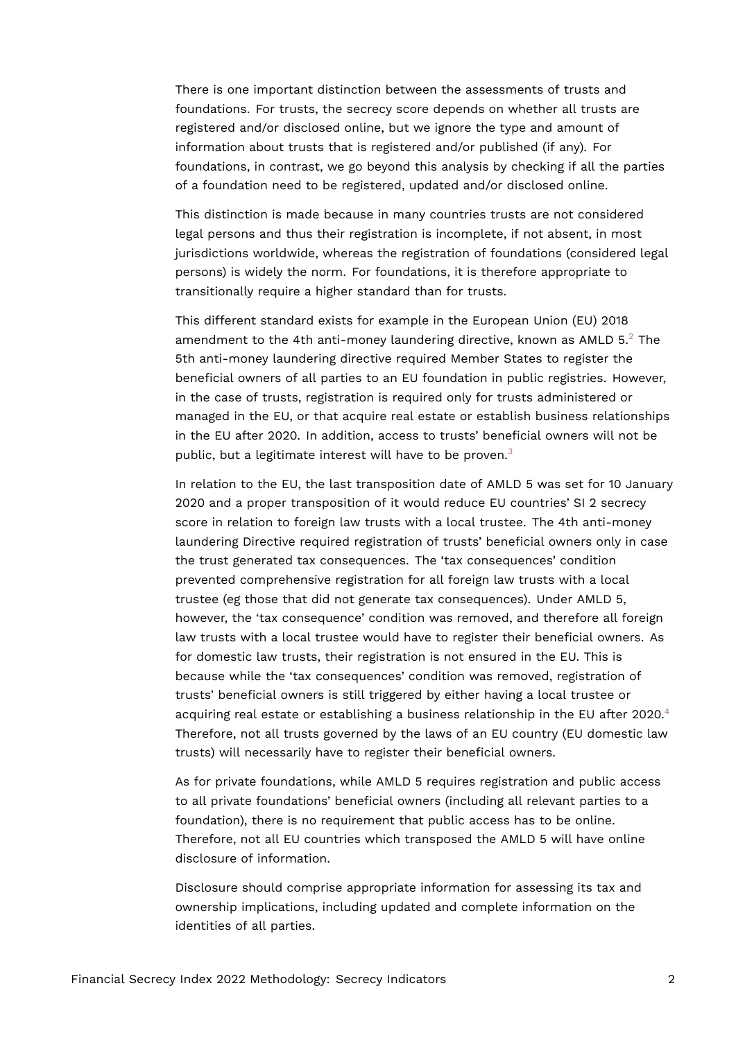There is one important distinction between the assessments of trusts and foundations. For trusts, the secrecy score depends on whether all trusts are registered and/or disclosed online, but we ignore the type and amount of information about trusts that is registered and/or published (if any). For foundations, in contrast, we go beyond this analysis by checking if all the parties of a foundation need to be registered, updated and/or disclosed online.

This distinction is made because in many countries trusts are not considered legal persons and thus their registration is incomplete, if not absent, in most jurisdictions worldwide, whereas the registration of foundations (considered legal persons) is widely the norm. For foundations, it is therefore appropriate to transitionally require a higher standard than for trusts.

This different standard exists for example in the European Union (EU) 2018 amendment to the 4th anti-money laundering directive, known as AMLD 5.[2] The 5th anti-money laundering directive required Member States to register the beneficial owners of all parties to an EU foundation in public registries. However, in the case of trusts, registration is required only for trusts administered or managed in the EU, or that acquire real estate or establish business relationships in the EU after 2020. In addition, access to trusts' beneficial owners will not be public, but a legitimate interest will have to be proven.[3]

In relation to the EU, the last transposition date of AMLD 5 was set for 10 January 2020 and a proper transposition of it would reduce EU countries' SI 2 secrecy score in relation to foreign law trusts with a local trustee. The 4th anti-money laundering Directive required registration of trusts' beneficial owners only in case the trust generated tax consequences. The 'tax consequences' condition prevented comprehensive registration for all foreign law trusts with a local trustee (eg those that did not generate tax consequences). Under AMLD 5, however, the 'tax consequence' condition was removed, and therefore all foreign law trusts with a local trustee would have to register their beneficial owners. As for domestic law trusts, their registration is not ensured in the EU. This is because while the 'tax consequences' condition was removed, registration of trusts' beneficial owners is still triggered by either having a local trustee or acquiring real estate or establishing a business relationship in the EU after 2020.[4] Therefore, not all trusts governed by the laws of an EU country (EU domestic law trusts) will necessarily have to register their beneficial owners.

As for private foundations, while AMLD 5 requires registration and public access to all private foundations' beneficial owners (including all relevant parties to a foundation), there is no requirement that public access has to be online. Therefore, not all EU countries which transposed the AMLD 5 will have online disclosure of information.

Disclosure should comprise appropriate information for assessing its tax and ownership implications, including updated and complete information on the identities of all parties.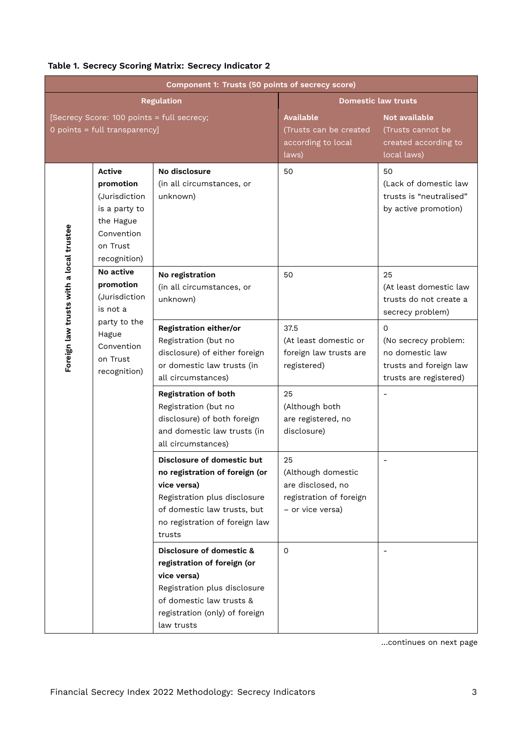**Table 1. Secrecy Scoring Matrix: Secrecy Indicator 2**

| Component 1: Trusts (50 points of secrecy score) | | | | |
|---|---|---|---|---|
| **Regulation** [Secrecy Score: 100 points = full secrecy; 0 points = full transparency] | | | **Domestic law trusts** | |
| | | | **Available** (Trusts can be created according to local laws) | **Not available** (Trusts cannot be created according to local laws) |
| **Foreign law trusts with a local trustee** | **Active promotion** (Jurisdiction is a party to the Hague Convention on Trust recognition) | **No disclosure** (in all circumstances, or unknown) | 50 | 50 (Lack of domestic law trusts is "neutralised" by active promotion) |
| | **No active promotion** (Jurisdiction is not a party to the Hague Convention on Trust recognition) | **No registration** (in all circumstances, or unknown) | 50 | 25 (At least domestic law trusts do not create a secrecy problem) |
| | | **Registration either/or** Registration (but no disclosure) of either foreign or domestic law trusts (in all circumstances) | 37.5 (At least domestic or foreign law trusts are registered) | 0 (No secrecy problem: no domestic law trusts and foreign law trusts are registered) |
| | | **Registration of both** Registration (but no disclosure) of both foreign and domestic law trusts (in all circumstances) | 25 (Although both are registered, no disclosure) | - |
| | | **Disclosure of domestic but no registration of foreign (or vice versa)** Registration plus disclosure of domestic law trusts, but no registration of foreign law trusts | 25 (Although domestic are disclosed, no registration of foreign – or vice versa) | - |
| | | **Disclosure of domestic & registration of foreign (or vice versa)** Registration plus disclosure of domestic law trusts & registration (only) of foreign law trusts | 0 | - |

...continues on next page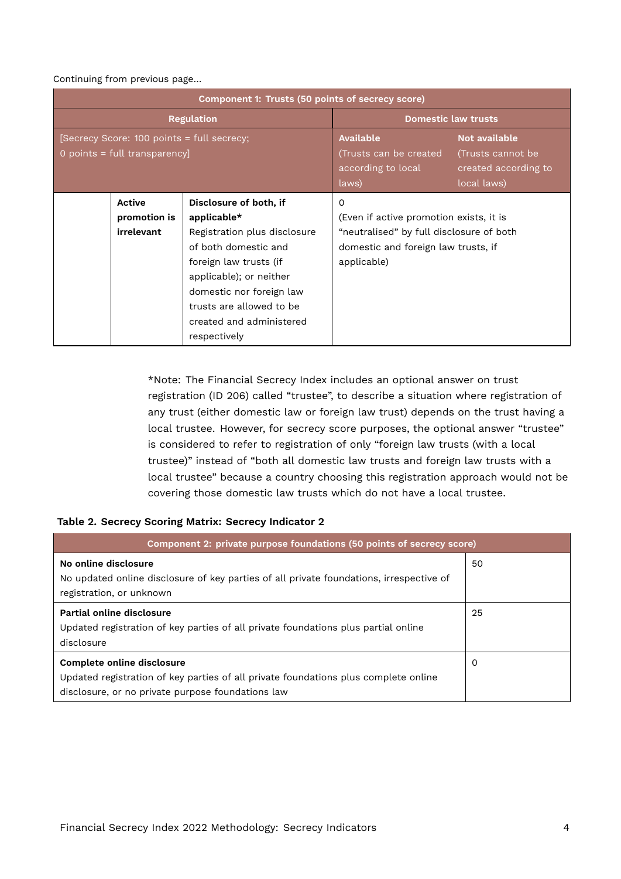Continuing from previous page...

| Component 1: Trusts (50 points of secrecy score) | | | | |
|---|---|---|---|---|
| Regulation | | | Domestic law trusts | |
| [Secrecy Score: 100 points = full secrecy; 0 points = full transparency] | | | **Available** (Trusts can be created according to local laws) | **Not available** (Trusts cannot be created according to local laws) |
| | **Active promotion is irrelevant** | **Disclosure of both, if applicable*** Registration plus disclosure of both domestic and foreign law trusts (if applicable); or neither domestic nor foreign law trusts are allowed to be created and administered respectively | 0 (Even if active promotion exists, it is "neutralised" by full disclosure of both domestic and foreign law trusts, if applicable) | |

*Note: The Financial Secrecy Index includes an optional answer on trust registration (ID 206) called "trustee", to describe a situation where registration of any trust (either domestic law or foreign law trust) depends on the trust having a local trustee. However, for secrecy score purposes, the optional answer "trustee" is considered to refer to registration of only "foreign law trusts (with a local trustee)" instead of "both all domestic law trusts and foreign law trusts with a local trustee" because a country choosing this registration approach would not be covering those domestic law trusts which do not have a local trustee.

**Table 2. Secrecy Scoring Matrix: Secrecy Indicator 2**

| Component 2: private purpose foundations (50 points of secrecy score) | |
|---|---|
| **No online disclosure** No updated online disclosure of key parties of all private foundations, irrespective of registration, or unknown | 50 |
| **Partial online disclosure** Updated registration of key parties of all private foundations plus partial online disclosure | 25 |
| **Complete online disclosure** Updated registration of key parties of all private foundations plus complete online disclosure, or no private purpose foundations law | 0 |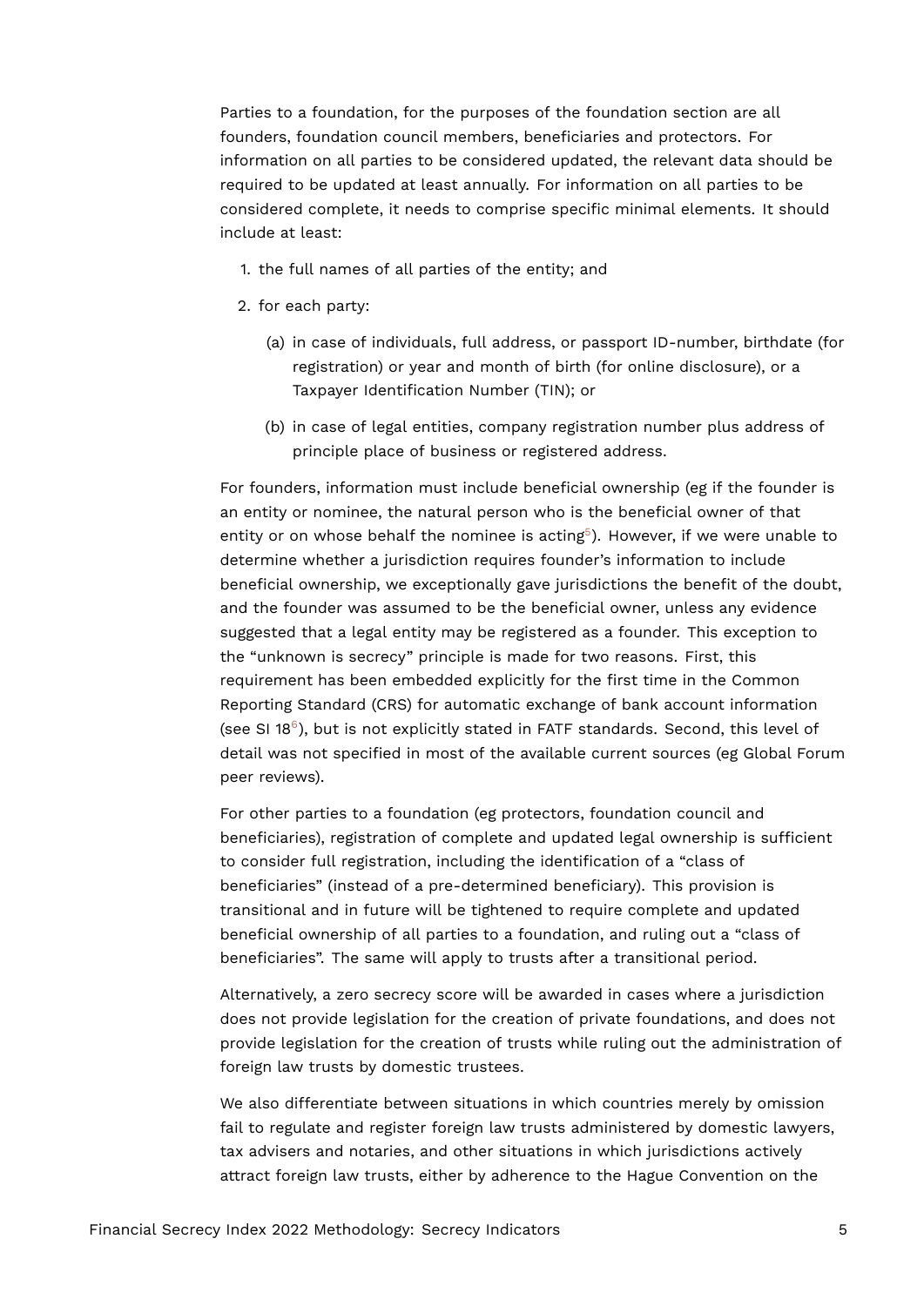Parties to a foundation, for the purposes of the foundation section are all founders, foundation council members, beneficiaries and protectors. For information on all parties to be considered updated, the relevant data should be required to be updated at least annually. For information on all parties to be considered complete, it needs to comprise specific minimal elements. It should include at least:

1. the full names of all parties of the entity; and
2. for each party:
   - (a) in case of individuals, full address, or passport ID-number, birthdate (for registration) or year and month of birth (for online disclosure), or a Taxpayer Identification Number (TIN); or
   - (b) in case of legal entities, company registration number plus address of principle place of business or registered address.

For founders, information must include beneficial ownership (eg if the founder is an entity or nominee, the natural person who is the beneficial owner of that entity or on whose behalf the nominee is acting[5]). However, if we were unable to determine whether a jurisdiction requires founder's information to include beneficial ownership, we exceptionally gave jurisdictions the benefit of the doubt, and the founder was assumed to be the beneficial owner, unless any evidence suggested that a legal entity may be registered as a founder. This exception to the "unknown is secrecy" principle is made for two reasons. First, this requirement has been embedded explicitly for the first time in the Common Reporting Standard (CRS) for automatic exchange of bank account information (see SI 18[6]), but is not explicitly stated in FATF standards. Second, this level of detail was not specified in most of the available current sources (eg Global Forum peer reviews).

For other parties to a foundation (eg protectors, foundation council and beneficiaries), registration of complete and updated legal ownership is sufficient to consider full registration, including the identification of a "class of beneficiaries" (instead of a pre-determined beneficiary). This provision is transitional and in future will be tightened to require complete and updated beneficial ownership of all parties to a foundation, and ruling out a "class of beneficiaries". The same will apply to trusts after a transitional period.

Alternatively, a zero secrecy score will be awarded in cases where a jurisdiction does not provide legislation for the creation of private foundations, and does not provide legislation for the creation of trusts while ruling out the administration of foreign law trusts by domestic trustees.

We also differentiate between situations in which countries merely by omission fail to regulate and register foreign law trusts administered by domestic lawyers, tax advisers and notaries, and other situations in which jurisdictions actively attract foreign law trusts, either by adherence to the Hague Convention on the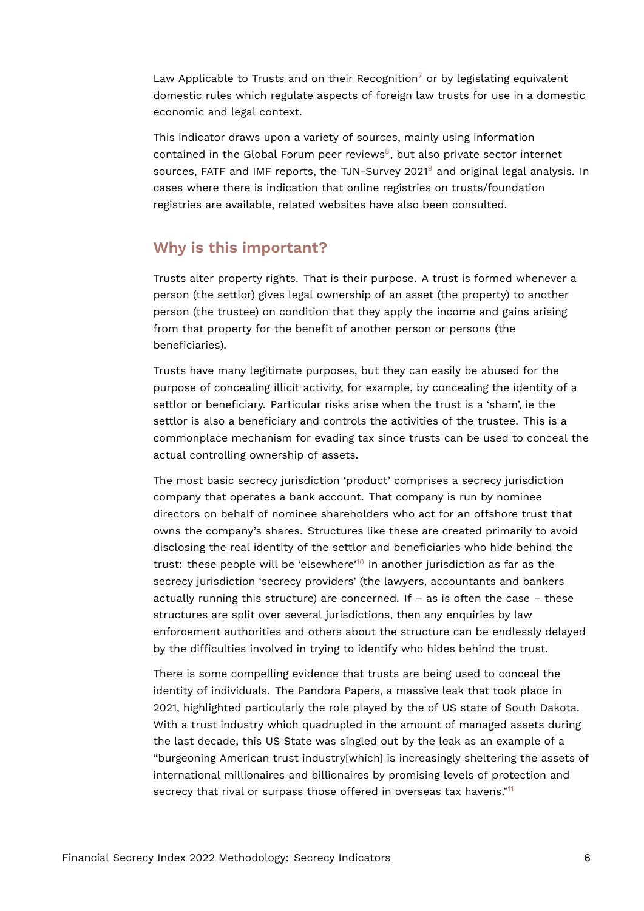Law Applicable to Trusts and on their Recognition[7] or by legislating equivalent domestic rules which regulate aspects of foreign law trusts for use in a domestic economic and legal context.

This indicator draws upon a variety of sources, mainly using information contained in the Global Forum peer reviews[8], but also private sector internet sources, FATF and IMF reports, the TJN-Survey 2021[9] and original legal analysis. In cases where there is indication that online registries on trusts/foundation registries are available, related websites have also been consulted.

## Why is this important?

Trusts alter property rights. That is their purpose. A trust is formed whenever a person (the settlor) gives legal ownership of an asset (the property) to another person (the trustee) on condition that they apply the income and gains arising from that property for the benefit of another person or persons (the beneficiaries).

Trusts have many legitimate purposes, but they can easily be abused for the purpose of concealing illicit activity, for example, by concealing the identity of a settlor or beneficiary. Particular risks arise when the trust is a 'sham', ie the settlor is also a beneficiary and controls the activities of the trustee. This is a commonplace mechanism for evading tax since trusts can be used to conceal the actual controlling ownership of assets.

The most basic secrecy jurisdiction 'product' comprises a secrecy jurisdiction company that operates a bank account. That company is run by nominee directors on behalf of nominee shareholders who act for an offshore trust that owns the company's shares. Structures like these are created primarily to avoid disclosing the real identity of the settlor and beneficiaries who hide behind the trust: these people will be 'elsewhere'[10] in another jurisdiction as far as the secrecy jurisdiction 'secrecy providers' (the lawyers, accountants and bankers actually running this structure) are concerned. If – as is often the case – these structures are split over several jurisdictions, then any enquiries by law enforcement authorities and others about the structure can be endlessly delayed by the difficulties involved in trying to identify who hides behind the trust.

There is some compelling evidence that trusts are being used to conceal the identity of individuals. The Pandora Papers, a massive leak that took place in 2021, highlighted particularly the role played by the of US state of South Dakota. With a trust industry which quadrupled in the amount of managed assets during the last decade, this US State was singled out by the leak as an example of a "burgeoning American trust industry[which] is increasingly sheltering the assets of international millionaires and billionaires by promising levels of protection and secrecy that rival or surpass those offered in overseas tax havens."[11]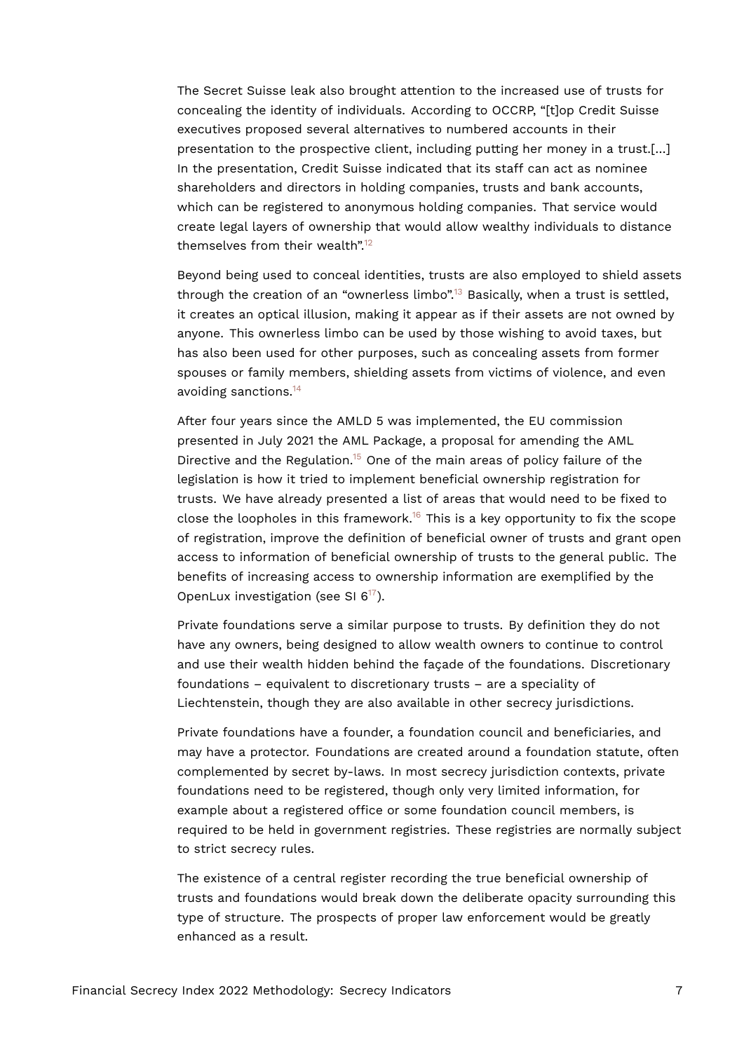The Secret Suisse leak also brought attention to the increased use of trusts for concealing the identity of individuals. According to OCCRP, "[t]op Credit Suisse executives proposed several alternatives to numbered accounts in their presentation to the prospective client, including putting her money in a trust.[...] In the presentation, Credit Suisse indicated that its staff can act as nominee shareholders and directors in holding companies, trusts and bank accounts, which can be registered to anonymous holding companies. That service would create legal layers of ownership that would allow wealthy individuals to distance themselves from their wealth".[12]

Beyond being used to conceal identities, trusts are also employed to shield assets through the creation of an "ownerless limbo".[13] Basically, when a trust is settled, it creates an optical illusion, making it appear as if their assets are not owned by anyone. This ownerless limbo can be used by those wishing to avoid taxes, but has also been used for other purposes, such as concealing assets from former spouses or family members, shielding assets from victims of violence, and even avoiding sanctions.[14]

After four years since the AMLD 5 was implemented, the EU commission presented in July 2021 the AML Package, a proposal for amending the AML Directive and the Regulation.[15] One of the main areas of policy failure of the legislation is how it tried to implement beneficial ownership registration for trusts. We have already presented a list of areas that would need to be fixed to close the loopholes in this framework.[16] This is a key opportunity to fix the scope of registration, improve the definition of beneficial owner of trusts and grant open access to information of beneficial ownership of trusts to the general public. The benefits of increasing access to ownership information are exemplified by the OpenLux investigation (see SI 6[17]).

Private foundations serve a similar purpose to trusts. By definition they do not have any owners, being designed to allow wealth owners to continue to control and use their wealth hidden behind the façade of the foundations. Discretionary foundations – equivalent to discretionary trusts – are a speciality of Liechtenstein, though they are also available in other secrecy jurisdictions.

Private foundations have a founder, a foundation council and beneficiaries, and may have a protector. Foundations are created around a foundation statute, often complemented by secret by-laws. In most secrecy jurisdiction contexts, private foundations need to be registered, though only very limited information, for example about a registered office or some foundation council members, is required to be held in government registries. These registries are normally subject to strict secrecy rules.

The existence of a central register recording the true beneficial ownership of trusts and foundations would break down the deliberate opacity surrounding this type of structure. The prospects of proper law enforcement would be greatly enhanced as a result.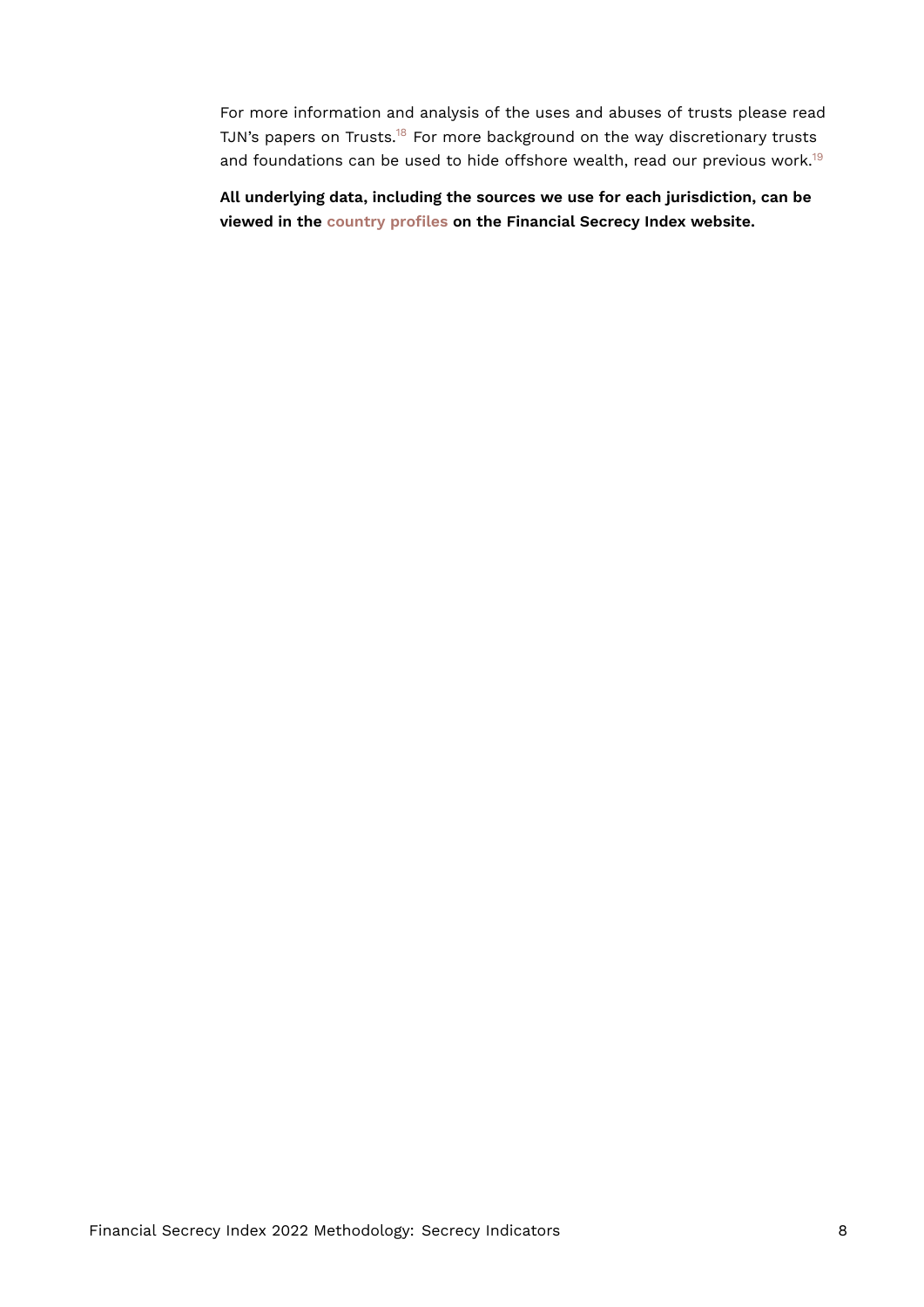For more information and analysis of the uses and abuses of trusts please read TJN's papers on Trusts.[18] For more background on the way discretionary trusts and foundations can be used to hide offshore wealth, read our previous work.[19]

**All underlying data, including the sources we use for each jurisdiction, can be viewed in the country profiles on the Financial Secrecy Index website.**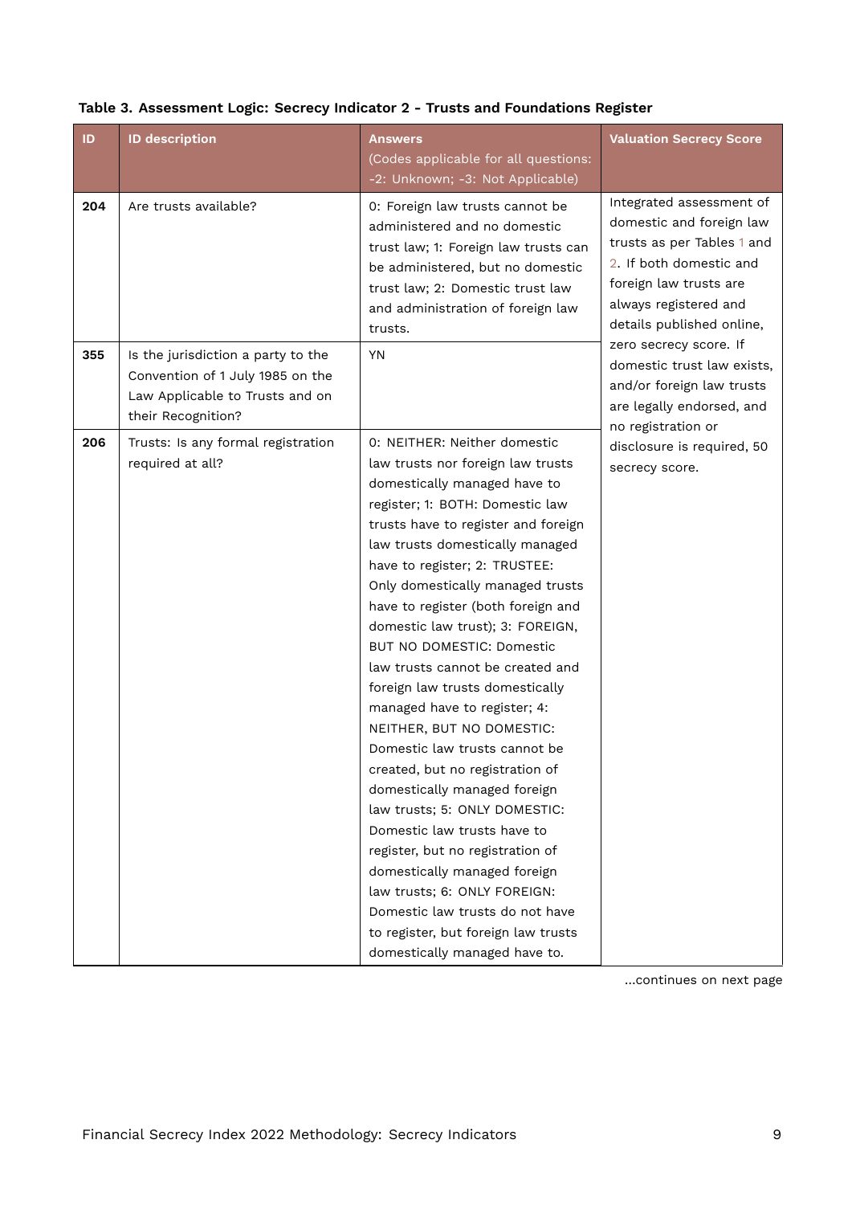**Table 3. Assessment Logic: Secrecy Indicator 2 - Trusts and Foundations Register**

| ID | ID description | Answers (Codes applicable for all questions: -2: Unknown; -3: Not Applicable) | Valuation Secrecy Score |
|---|---|---|---|
| **204** | Are trusts available? | 0: Foreign law trusts cannot be administered and no domestic trust law; 1: Foreign law trusts can be administered, but no domestic trust law; 2: Domestic trust law and administration of foreign law trusts. | Integrated assessment of domestic and foreign law trusts as per Tables 1 and 2. If both domestic and foreign law trusts are always registered and details published online, zero secrecy score. If domestic trust law exists, and/or foreign law trusts are legally endorsed, and no registration or disclosure is required, 50 secrecy score. |
| **355** | Is the jurisdiction a party to the Convention of 1 July 1985 on the Law Applicable to Trusts and on their Recognition? | YN | |
| **206** | Trusts: Is any formal registration required at all? | 0: NEITHER: Neither domestic law trusts nor foreign law trusts domestically managed have to register; 1: BOTH: Domestic law trusts have to register and foreign law trusts domestically managed have to register; 2: TRUSTEE: Only domestically managed trusts have to register (both foreign and domestic law trust); 3: FOREIGN, BUT NO DOMESTIC: Domestic law trusts cannot be created and foreign law trusts domestically managed have to register; 4: NEITHER, BUT NO DOMESTIC: Domestic law trusts cannot be created, but no registration of domestically managed foreign law trusts; 5: ONLY DOMESTIC: Domestic law trusts have to register, but no registration of domestically managed foreign law trusts; 6: ONLY FOREIGN: Domestic law trusts do not have to register, but foreign law trusts domestically managed have to. | |

...continues on next page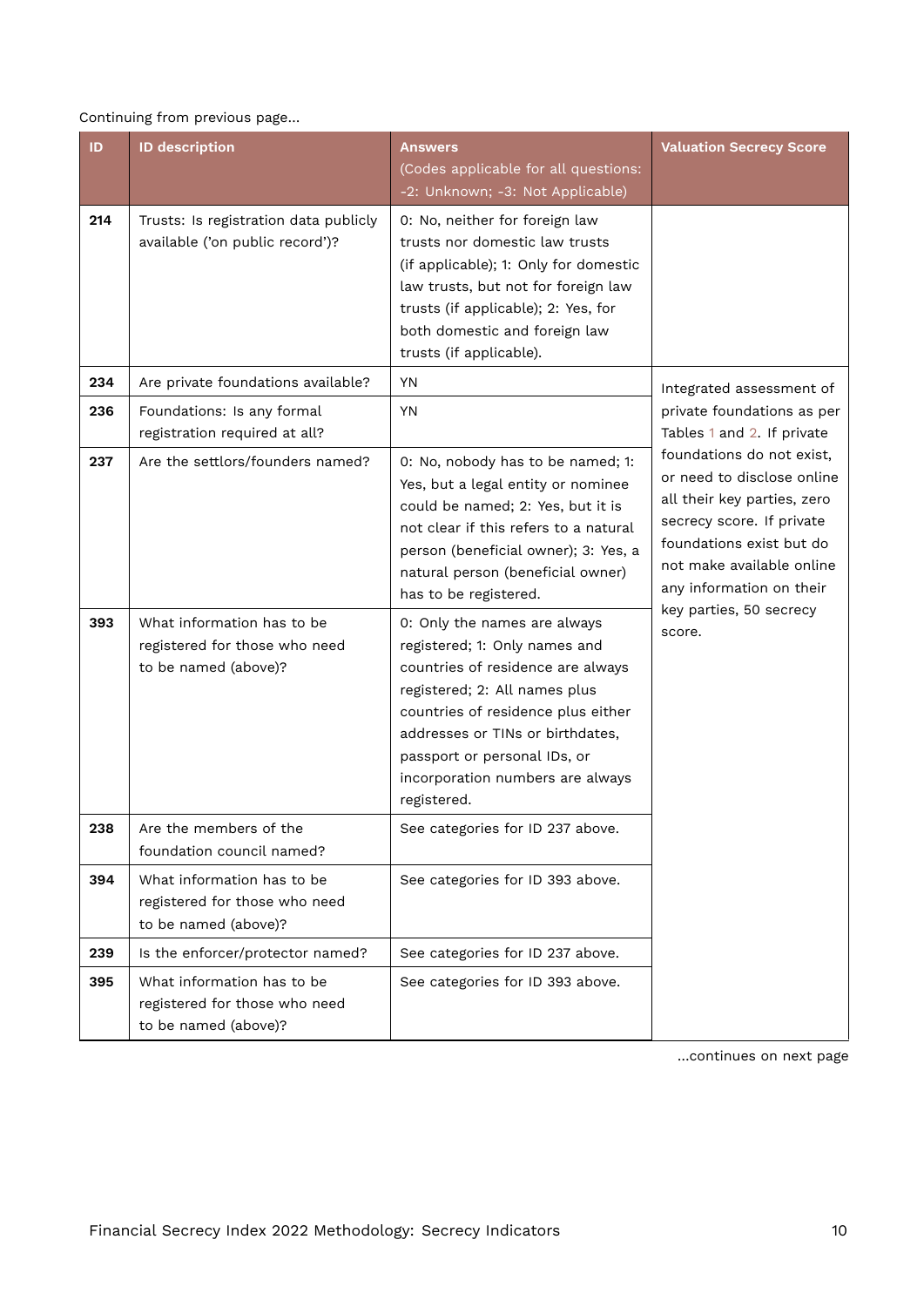Continuing from previous page...

| ID | ID description | Answers (Codes applicable for all questions: -2: Unknown; -3: Not Applicable) | Valuation Secrecy Score |
|---|---|---|---|
| 214 | Trusts: Is registration data publicly available ('on public record')? | 0: No, neither for foreign law trusts nor domestic law trusts (if applicable); 1: Only for domestic law trusts, but not for foreign law trusts (if applicable); 2: Yes, for both domestic and foreign law trusts (if applicable). | |
| 234 | Are private foundations available? | YN | Integrated assessment of private foundations as per Tables 1 and 2. If private foundations do not exist, or need to disclose online all their key parties, zero secrecy score. If private foundations exist but do not make available online any information on their key parties, 50 secrecy score. |
| 236 | Foundations: Is any formal registration required at all? | YN | |
| 237 | Are the settlors/founders named? | 0: No, nobody has to be named; 1: Yes, but a legal entity or nominee could be named; 2: Yes, but it is not clear if this refers to a natural person (beneficial owner); 3: Yes, a natural person (beneficial owner) has to be registered. | |
| 393 | What information has to be registered for those who need to be named (above)? | 0: Only the names are always registered; 1: Only names and countries of residence are always registered; 2: All names plus countries of residence plus either addresses or TINs or birthdates, passport or personal IDs, or incorporation numbers are always registered. | |
| 238 | Are the members of the foundation council named? | See categories for ID 237 above. | |
| 394 | What information has to be registered for those who need to be named (above)? | See categories for ID 393 above. | |
| 239 | Is the enforcer/protector named? | See categories for ID 237 above. | |
| 395 | What information has to be registered for those who need to be named (above)? | See categories for ID 393 above. | |

...continues on next page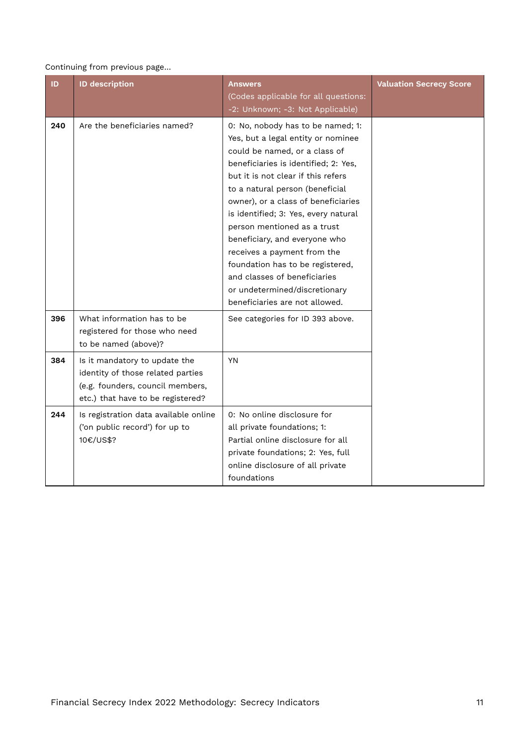Continuing from previous page...

| ID | ID description | Answers (Codes applicable for all questions: -2: Unknown; -3: Not Applicable) | Valuation Secrecy Score |
|---|---|---|---|
| **240** | Are the beneficiaries named? | 0: No, nobody has to be named; 1: Yes, but a legal entity or nominee could be named, or a class of beneficiaries is identified; 2: Yes, but it is not clear if this refers to a natural person (beneficial owner), or a class of beneficiaries is identified; 3: Yes, every natural person mentioned as a trust beneficiary, and everyone who receives a payment from the foundation has to be registered, and classes of beneficiaries or undetermined/discretionary beneficiaries are not allowed. | |
| **396** | What information has to be registered for those who need to be named (above)? | See categories for ID 393 above. | |
| **384** | Is it mandatory to update the identity of those related parties (e.g. founders, council members, etc.) that have to be registered? | YN | |
| **244** | Is registration data available online ('on public record') for up to 10€/US$? | 0: No online disclosure for all private foundations; 1: Partial online disclosure for all private foundations; 2: Yes, full online disclosure of all private foundations | |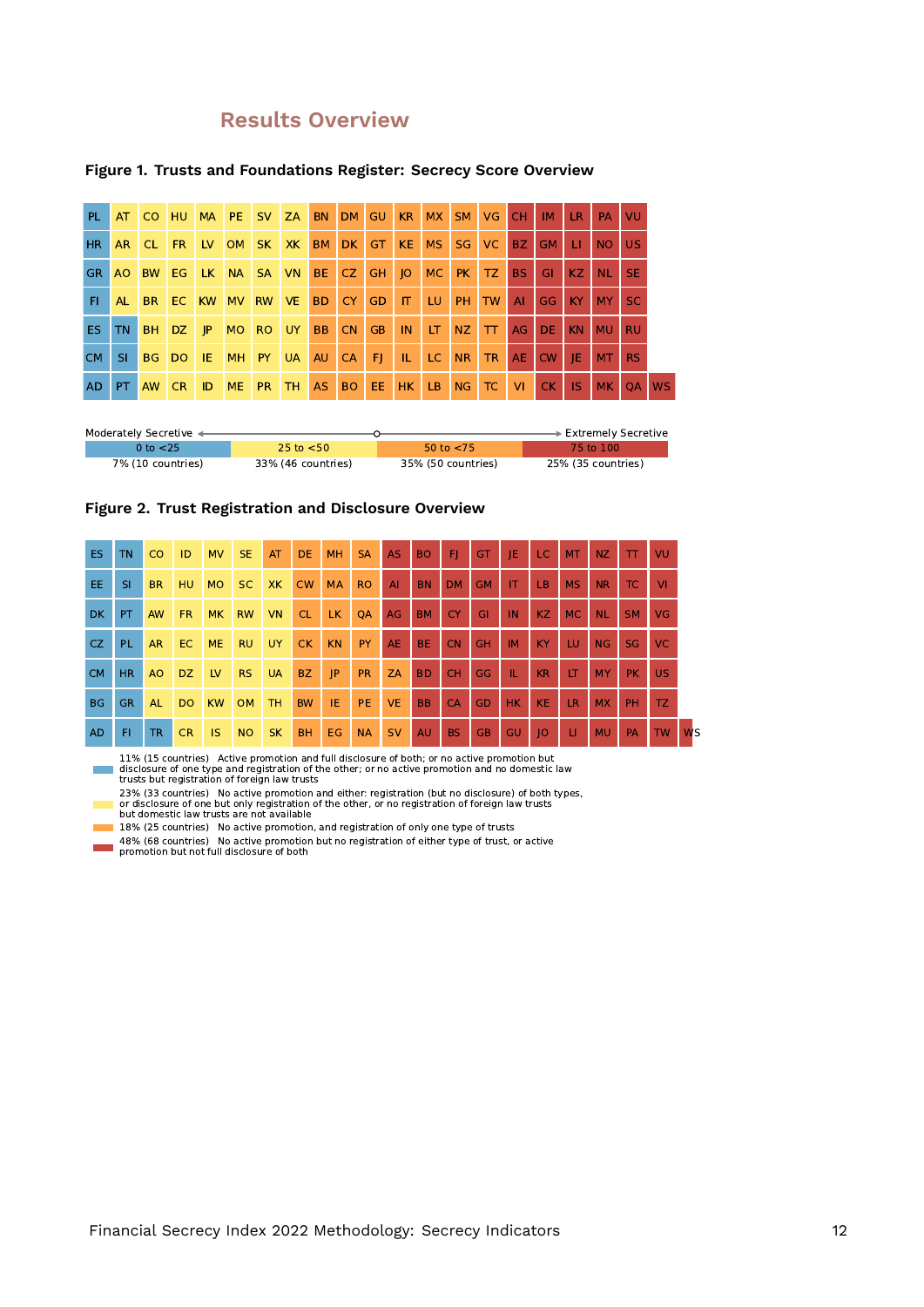## Results Overview

**Figure 1. Trusts and Foundations Register: Secrecy Score Overview**

| | | | | | | | | | | | | | | | | | | | | |
|---|---|---|---|---|---|---|---|---|---|---|---|---|---|---|---|---|---|---|---|---|
| PL | AT | CO | HU | MA | PE | SV | ZA | BN | DM | GU | KR | MX | SM | VG | CH | IM | LR | PA | VU | |
| HR | AR | CL | FR | LV | OM | SK | XK | BM | DK | GT | KE | MS | SG | VC | BZ | GM | LI | NO | US | |
| GR | AO | BW | EG | LK | NA | SA | VN | BE | CZ | GH | JO | MC | PK | TZ | BS | GI | KZ | NL | SE | |
| FI | AL | BR | EC | KW | MV | RW | VE | BD | CY | GD | IT | LU | PH | TW | AI | GG | KY | MY | SC | |
| ES | TN | BH | DZ | JP | MO | RO | UY | BB | CN | GB | IN | LT | NZ | TT | AG | DE | KN | MU | RU | |
| CM | SI | BG | DO | IE | MH | PY | UA | AU | CA | FJ | IL | LC | NR | TR | AE | CW | JE | MT | RS | |
| AD | PT | AW | CR | ID | ME | PR | TH | AS | BO | EE | HK | LB | NG | TC | VI | CK | IS | MK | QA | WS |

Moderately Secretive ← → Extremely Secretive

| 0 to <25 | 25 to <50 | 50 to <75 | 75 to 100 |
|---|---|---|---|
| 7% (10 countries) | 33% (46 countries) | 35% (50 countries) | 25% (35 countries) |

**Figure 2. Trust Registration and Disclosure Overview**

| | | | | | | | | | | | | | | | | | | | | |
|---|---|---|---|---|---|---|---|---|---|---|---|---|---|---|---|---|---|---|---|---|
| ES | TN | CO | ID | MV | SE | AT | DE | MH | SA | AS | BO | FJ | GT | JE | LC | MT | NZ | TT | VU | |
| EE | SI | BR | HU | MO | SC | XK | CW | MA | RO | AI | BN | DM | GM | IT | LB | MS | NR | TC | VI | |
| DK | PT | AW | FR | MK | RW | VN | CL | LK | QA | AG | BM | CY | GI | IN | KZ | MC | NL | SM | VG | |
| CZ | PL | AR | EC | ME | RU | UY | CK | KN | PY | AE | BE | CN | GH | IM | KY | LU | NG | SG | VC | |
| CM | HR | AO | DZ | LV | RS | UA | BZ | JP | PR | ZA | BD | CH | GG | IL | KR | LT | MY | PK | US | |
| BG | GR | AL | DO | KW | OM | TH | BW | IE | PE | VE | BB | CA | GD | HK | KE | LR | MX | PH | TZ | |
| AD | FI | TR | CR | IS | NO | SK | BH | EG | NA | SV | AU | BS | GB | GU | JO | LI | MU | PA | TW | WS |

- 11% (15 countries) Active promotion and full disclosure of both; or no active promotion but disclosure of one type and registration of the other; or no active promotion and no domestic law trusts but registration of foreign law trusts
- 23% (33 countries) No active promotion and either: registration (but no disclosure) of both types, or disclosure of one but only registration of the other, or no registration of foreign law trusts but domestic law trusts are not available
- 18% (25 countries) No active promotion, and registration of only one type of trusts
- 48% (68 countries) No active promotion but no registration of either type of trust, or active promotion but not full disclosure of both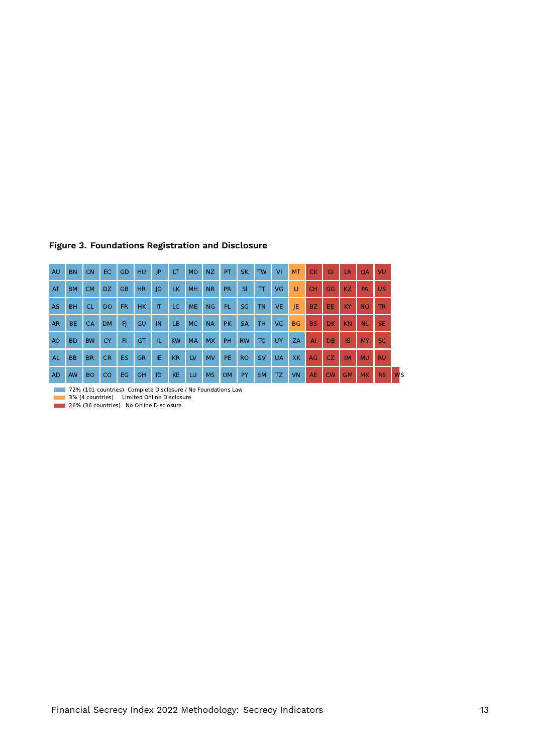**Figure 3. Foundations Registration and Disclosure**

| | | | | | | | | | | | | | | | | | | | | | |
|---|---|---|---|---|---|---|---|---|---|---|---|---|---|---|---|---|---|---|---|---|---|
| AU | BN | CN | EC | GD | HU | JP | LT | MO | NZ | PT | SK | TW | VI | MT | CK | GI | LR | QA | VU | | |
| AT | BM | CM | DZ | GB | HR | JO | LK | MH | NR | PR | SI | TT | VG | LI | CH | GG | KZ | PA | US | | |
| AS | BH | CL | DO | FR | HK | IT | LC | ME | NG | PL | SG | TN | VE | JE | BZ | EE | KY | NO | TR | | |
| AR | BE | CA | DM | FJ | GU | IN | LB | MC | NA | PK | SA | TH | VC | BG | BS | DK | KN | NL | SE | | |
| AO | BD | BW | CY | FI | GT | IL | KW | MA | MX | PH | RW | TC | UY | ZA | AI | DE | IS | MY | SC | | |
| AL | BB | BR | CR | ES | GR | IE | KR | LV | MV | PE | RO | SV | UA | XK | AG | CZ | IM | MU | RU | | |
| AD | AW | BO | CO | EG | GH | ID | KE | LU | MS | OM | PY | SM | TZ | VN | AE | CW | GM | MK | RS | WS | |

- 72% (101 countries) Complete Disclosure / No Foundations Law
- 3% (4 countries) Limited Online Disclosure
- 26% (36 countries) No Online Disclosure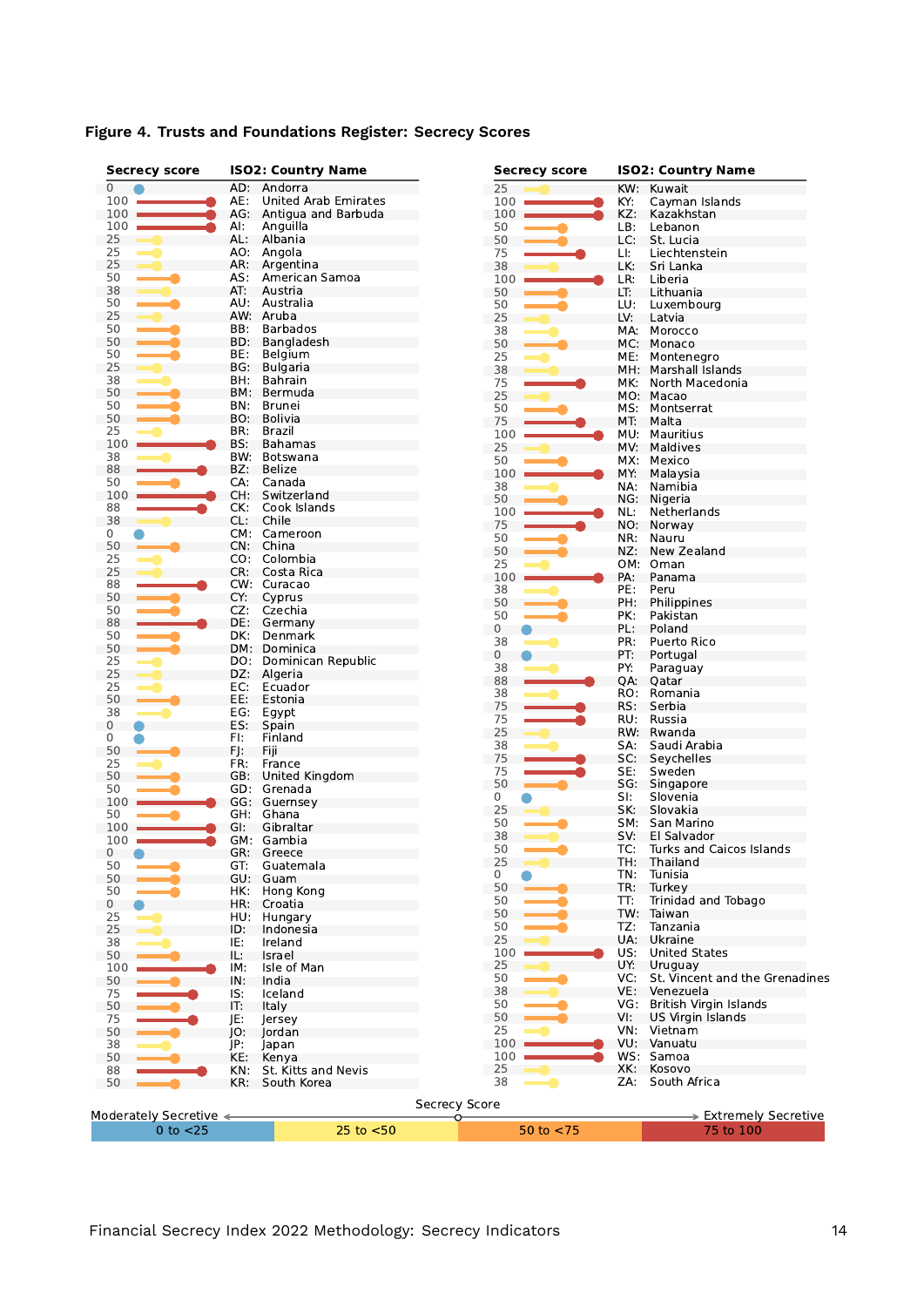**Figure 4. Trusts and Foundations Register: Secrecy Scores**

| Secrecy score | ISO2: Country Name |
|---|---|
| 0 | AD: Andorra |
| 100 | AE: United Arab Emirates |
| 100 | AG: Antigua and Barbuda |
| 100 | AI: Anguilla |
| 25 | AL: Albania |
| 25 | AO: Angola |
| 25 | AR: Argentina |
| 50 | AS: American Samoa |
| 38 | AT: Austria |
| 50 | AU: Australia |
| 25 | AW: Aruba |
| 50 | BB: Barbados |
| 50 | BD: Bangladesh |
| 50 | BE: Belgium |
| 25 | BG: Bulgaria |
| 38 | BH: Bahrain |
| 50 | BM: Bermuda |
| 50 | BN: Brunei |
| 50 | BO: Bolivia |
| 25 | BR: Brazil |
| 100 | BS: Bahamas |
| 38 | BW: Botswana |
| 88 | BZ: Belize |
| 50 | CA: Canada |
| 100 | CH: Switzerland |
| 88 | CK: Cook Islands |
| 38 | CL: Chile |
| 0 | CM: Cameroon |
| 50 | CN: China |
| 25 | CO: Colombia |
| 25 | CR: Costa Rica |
| 88 | CW: Curacao |
| 50 | CY: Cyprus |
| 50 | CZ: Czechia |
| 88 | DE: Germany |
| 50 | DK: Denmark |
| 50 | DM: Dominica |
| 25 | DO: Dominican Republic |
| 25 | DZ: Algeria |
| 25 | EC: Ecuador |
| 50 | EE: Estonia |
| 38 | EG: Egypt |
| 0 | ES: Spain |
| 0 | FI: Finland |
| 50 | FJ: Fiji |
| 25 | FR: France |
| 50 | GB: United Kingdom |
| 50 | GD: Grenada |
| 100 | GG: Guernsey |
| 50 | GH: Ghana |
| 100 | GI: Gibraltar |
| 100 | GM: Gambia |
| 0 | GR: Greece |
| 50 | GT: Guatemala |
| 50 | GU: Guam |
| 50 | HK: Hong Kong |
| 0 | HR: Croatia |
| 25 | HU: Hungary |
| 25 | ID: Indonesia |
| 38 | IE: Ireland |
| 50 | IL: Israel |
| 100 | IM: Isle of Man |
| 50 | IN: India |
| 75 | IS: Iceland |
| 50 | IT: Italy |
| 75 | JE: Jersey |
| 50 | JO: Jordan |
| 38 | JP: Japan |
| 50 | KE: Kenya |
| 88 | KN: St. Kitts and Nevis |
| 50 | KR: South Korea |
| 25 | KW: Kuwait |
| 100 | KY: Cayman Islands |
| 100 | KZ: Kazakhstan |
| 50 | LB: Lebanon |
| 50 | LC: St. Lucia |
| 75 | LI: Liechtenstein |
| 38 | LK: Sri Lanka |
| 100 | LR: Liberia |
| 50 | LT: Lithuania |
| 50 | LU: Luxembourg |
| 25 | LV: Latvia |
| 38 | MA: Morocco |
| 50 | MC: Monaco |
| 25 | ME: Montenegro |
| 38 | MH: Marshall Islands |
| 75 | MK: North Macedonia |
| 25 | MO: Macao |
| 50 | MS: Montserrat |
| 75 | MT: Malta |
| 100 | MU: Mauritius |
| 25 | MV: Maldives |
| 50 | MX: Mexico |
| 100 | MY: Malaysia |
| 38 | NA: Namibia |
| 50 | NG: Nigeria |
| 100 | NL: Netherlands |
| 75 | NO: Norway |
| 50 | NR: Nauru |
| 50 | NZ: New Zealand |
| 25 | OM: Oman |
| 100 | PA: Panama |
| 38 | PE: Peru |
| 50 | PH: Philippines |
| 50 | PK: Pakistan |
| 0 | PL: Poland |
| 38 | PR: Puerto Rico |
| 0 | PT: Portugal |
| 38 | PY: Paraguay |
| 88 | QA: Qatar |
| 38 | RO: Romania |
| 75 | RS: Serbia |
| 75 | RU: Russia |
| 25 | RW: Rwanda |
| 38 | SA: Saudi Arabia |
| 75 | SC: Seychelles |
| 75 | SE: Sweden |
| 50 | SG: Singapore |
| 0 | SI: Slovenia |
| 25 | SK: Slovakia |
| 50 | SM: San Marino |
| 38 | SV: El Salvador |
| 50 | TC: Turks and Caicos Islands |
| 25 | TH: Thailand |
| 0 | TN: Tunisia |
| 50 | TR: Turkey |
| 50 | TT: Trinidad and Tobago |
| 50 | TW: Taiwan |
| 50 | TZ: Tanzania |
| 25 | UA: Ukraine |
| 100 | US: United States |
| 25 | UY: Uruguay |
| 50 | VC: St. Vincent and the Grenadines |
| 38 | VE: Venezuela |
| 50 | VG: British Virgin Islands |
| 50 | VI: US Virgin Islands |
| 25 | VN: Vietnam |
| 100 | VU: Vanuatu |
| 100 | WS: Samoa |
| 25 | XK: Kosovo |
| 38 | ZA: South Africa |

Secrecy Score: Moderately Secretive ← → Extremely Secretive

| 0 to <25 | 25 to <50 | 50 to <75 | 75 to 100 |
|---|---|---|---|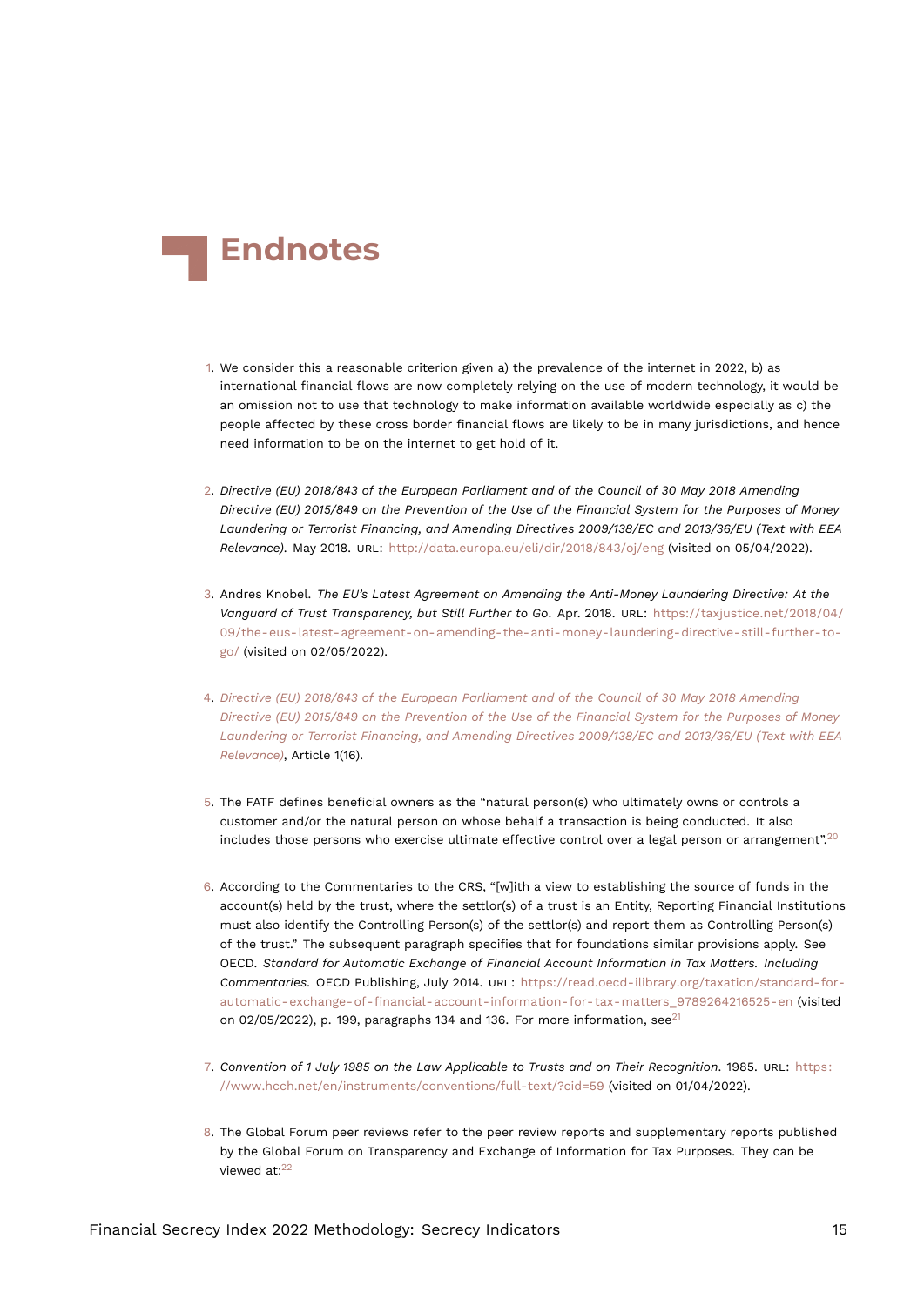# Endnotes

1. We consider this a reasonable criterion given a) the prevalence of the internet in 2022, b) as international financial flows are now completely relying on the use of modern technology, it would be an omission not to use that technology to make information available worldwide especially as c) the people affected by these cross border financial flows are likely to be in many jurisdictions, and hence need information to be on the internet to get hold of it.

2. *Directive (EU) 2018/843 of the European Parliament and of the Council of 30 May 2018 Amending Directive (EU) 2015/849 on the Prevention of the Use of the Financial System for the Purposes of Money Laundering or Terrorist Financing, and Amending Directives 2009/138/EC and 2013/36/EU (Text with EEA Relevance).* May 2018. URL: http://data.europa.eu/eli/dir/2018/843/oj/eng (visited on 05/04/2022).

3. Andres Knobel. *The EU's Latest Agreement on Amending the Anti-Money Laundering Directive: At the Vanguard of Trust Transparency, but Still Further to Go.* Apr. 2018. URL: https://taxjustice.net/2018/04/09/the-eus-latest-agreement-on-amending-the-anti-money-laundering-directive-still-further-to-go/ (visited on 02/05/2022).

4. *Directive (EU) 2018/843 of the European Parliament and of the Council of 30 May 2018 Amending Directive (EU) 2015/849 on the Prevention of the Use of the Financial System for the Purposes of Money Laundering or Terrorist Financing, and Amending Directives 2009/138/EC and 2013/36/EU (Text with EEA Relevance)*, Article 1(16).

5. The FATF defines beneficial owners as the "natural person(s) who ultimately owns or controls a customer and/or the natural person on whose behalf a transaction is being conducted. It also includes those persons who exercise ultimate effective control over a legal person or arrangement".[20]

6. According to the Commentaries to the CRS, "[w]ith a view to establishing the source of funds in the account(s) held by the trust, where the settlor(s) of a trust is an Entity, Reporting Financial Institutions must also identify the Controlling Person(s) of the settlor(s) and report them as Controlling Person(s) of the trust." The subsequent paragraph specifies that for foundations similar provisions apply. See OECD. *Standard for Automatic Exchange of Financial Account Information in Tax Matters. Including Commentaries.* OECD Publishing, July 2014. URL: https://read.oecd-ilibrary.org/taxation/standard-for-automatic-exchange-of-financial-account-information-for-tax-matters_9789264216525-en (visited on 02/05/2022), p. 199, paragraphs 134 and 136. For more information, see[21]

7. *Convention of 1 July 1985 on the Law Applicable to Trusts and on Their Recognition.* 1985. URL: https://www.hcch.net/en/instruments/conventions/full-text/?cid=59 (visited on 01/04/2022).

8. The Global Forum peer reviews refer to the peer review reports and supplementary reports published by the Global Forum on Transparency and Exchange of Information for Tax Purposes. They can be viewed at:[22]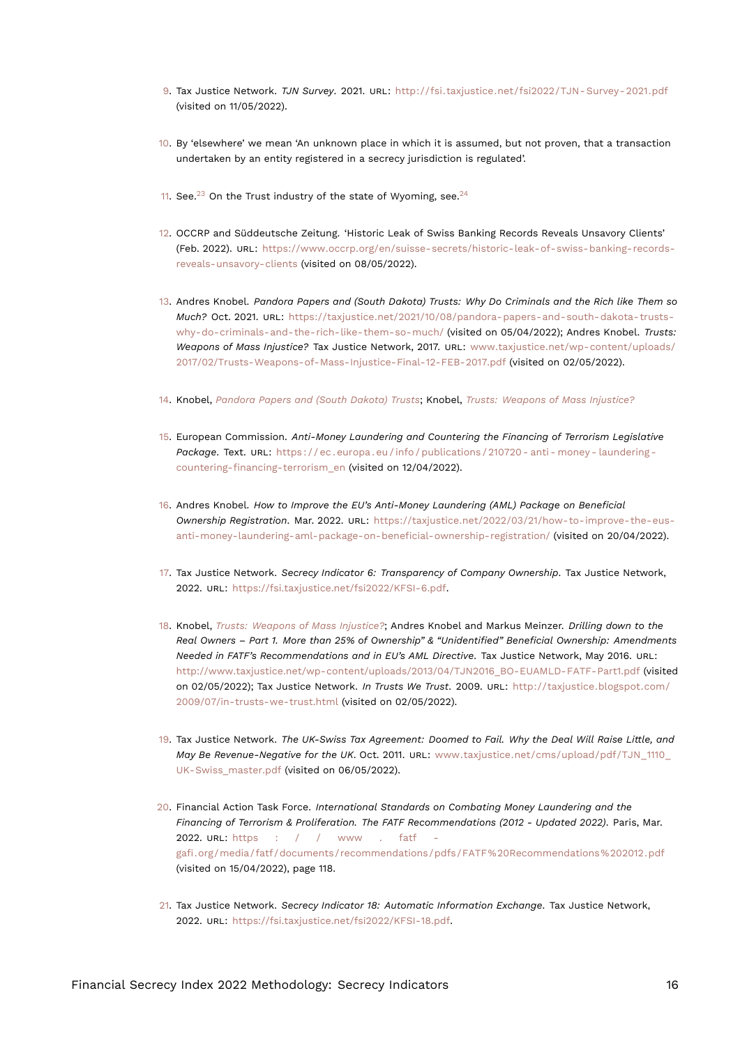9. Tax Justice Network. *TJN Survey*. 2021. URL: http://fsi.taxjustice.net/fsi2022/TJN-Survey-2021.pdf (visited on 11/05/2022).

10. By 'elsewhere' we mean 'An unknown place in which it is assumed, but not proven, that a transaction undertaken by an entity registered in a secrecy jurisdiction is regulated'.

11. See.[23] On the Trust industry of the state of Wyoming, see.[24]

12. OCCRP and Süddeutsche Zeitung. 'Historic Leak of Swiss Banking Records Reveals Unsavory Clients' (Feb. 2022). URL: https://www.occrp.org/en/suisse-secrets/historic-leak-of-swiss-banking-records-reveals-unsavory-clients (visited on 08/05/2022).

13. Andres Knobel. *Pandora Papers and (South Dakota) Trusts: Why Do Criminals and the Rich like Them so Much?* Oct. 2021. URL: https://taxjustice.net/2021/10/08/pandora-papers-and-south-dakota-trusts-why-do-criminals-and-the-rich-like-them-so-much/ (visited on 05/04/2022); Andres Knobel. *Trusts: Weapons of Mass Injustice?* Tax Justice Network, 2017. URL: www.taxjustice.net/wp-content/uploads/2017/02/Trusts-Weapons-of-Mass-Injustice-Final-12-FEB-2017.pdf (visited on 02/05/2022).

14. Knobel, *Pandora Papers and (South Dakota) Trusts*; Knobel, *Trusts: Weapons of Mass Injustice?*

15. European Commission. *Anti-Money Laundering and Countering the Financing of Terrorism Legislative Package*. Text. URL: https://ec.europa.eu/info/publications/210720-anti-money-laundering-countering-financing-terrorism_en (visited on 12/04/2022).

16. Andres Knobel. *How to Improve the EU's Anti-Money Laundering (AML) Package on Beneficial Ownership Registration*. Mar. 2022. URL: https://taxjustice.net/2022/03/21/how-to-improve-the-eus-anti-money-laundering-aml-package-on-beneficial-ownership-registration/ (visited on 20/04/2022).

17. Tax Justice Network. *Secrecy Indicator 6: Transparency of Company Ownership*. Tax Justice Network, 2022. URL: https://fsi.taxjustice.net/fsi2022/KFSI-6.pdf.

18. Knobel, *Trusts: Weapons of Mass Injustice?*; Andres Knobel and Markus Meinzer. *Drilling down to the Real Owners – Part 1. More than 25% of Ownership" & "Unidentified" Beneficial Ownership: Amendments Needed in FATF's Recommendations and in EU's AML Directive*. Tax Justice Network, May 2016. URL: http://www.taxjustice.net/wp-content/uploads/2013/04/TJN2016_BO-EUAMLD-FATF-Part1.pdf (visited on 02/05/2022); Tax Justice Network. *In Trusts We Trust*. 2009. URL: http://taxjustice.blogspot.com/2009/07/in-trusts-we-trust.html (visited on 02/05/2022).

19. Tax Justice Network. *The UK-Swiss Tax Agreement: Doomed to Fail. Why the Deal Will Raise Little, and May Be Revenue-Negative for the UK*. Oct. 2011. URL: www.taxjustice.net/cms/upload/pdf/TJN_1110_UK-Swiss_master.pdf (visited on 06/05/2022).

20. Financial Action Task Force. *International Standards on Combating Money Laundering and the Financing of Terrorism & Proliferation. The FATF Recommendations (2012 - Updated 2022)*. Paris, Mar. 2022. URL: https://www.fatf-gafi.org/media/fatf/documents/recommendations/pdfs/FATF%20Recommendations%202012.pdf (visited on 15/04/2022), page 118.

21. Tax Justice Network. *Secrecy Indicator 18: Automatic Information Exchange*. Tax Justice Network, 2022. URL: https://fsi.taxjustice.net/fsi2022/KFSI-18.pdf.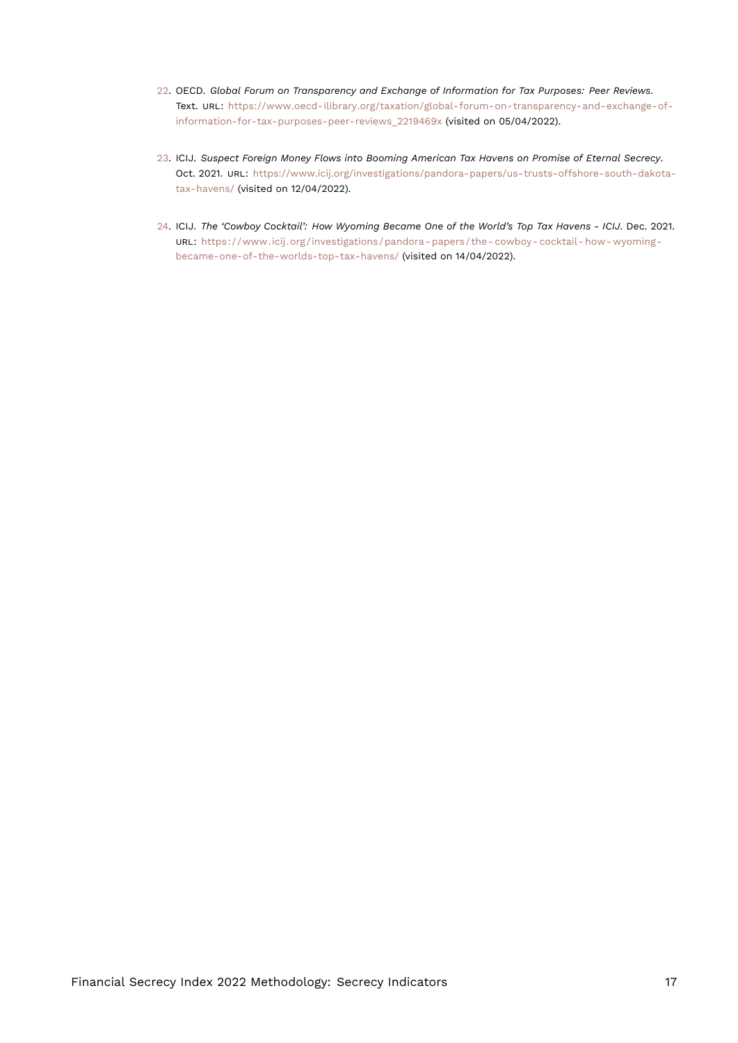22. OECD. *Global Forum on Transparency and Exchange of Information for Tax Purposes: Peer Reviews*. Text. URL: https://www.oecd-ilibrary.org/taxation/global-forum-on-transparency-and-exchange-of-information-for-tax-purposes-peer-reviews_2219469x (visited on 05/04/2022).

23. ICIJ. *Suspect Foreign Money Flows into Booming American Tax Havens on Promise of Eternal Secrecy*. Oct. 2021. URL: https://www.icij.org/investigations/pandora-papers/us-trusts-offshore-south-dakota-tax-havens/ (visited on 12/04/2022).

24. ICIJ. *The 'Cowboy Cocktail': How Wyoming Became One of the World's Top Tax Havens - ICIJ*. Dec. 2021. URL: https://www.icij.org/investigations/pandora-papers/the-cowboy-cocktail-how-wyoming-became-one-of-the-worlds-top-tax-havens/ (visited on 14/04/2022).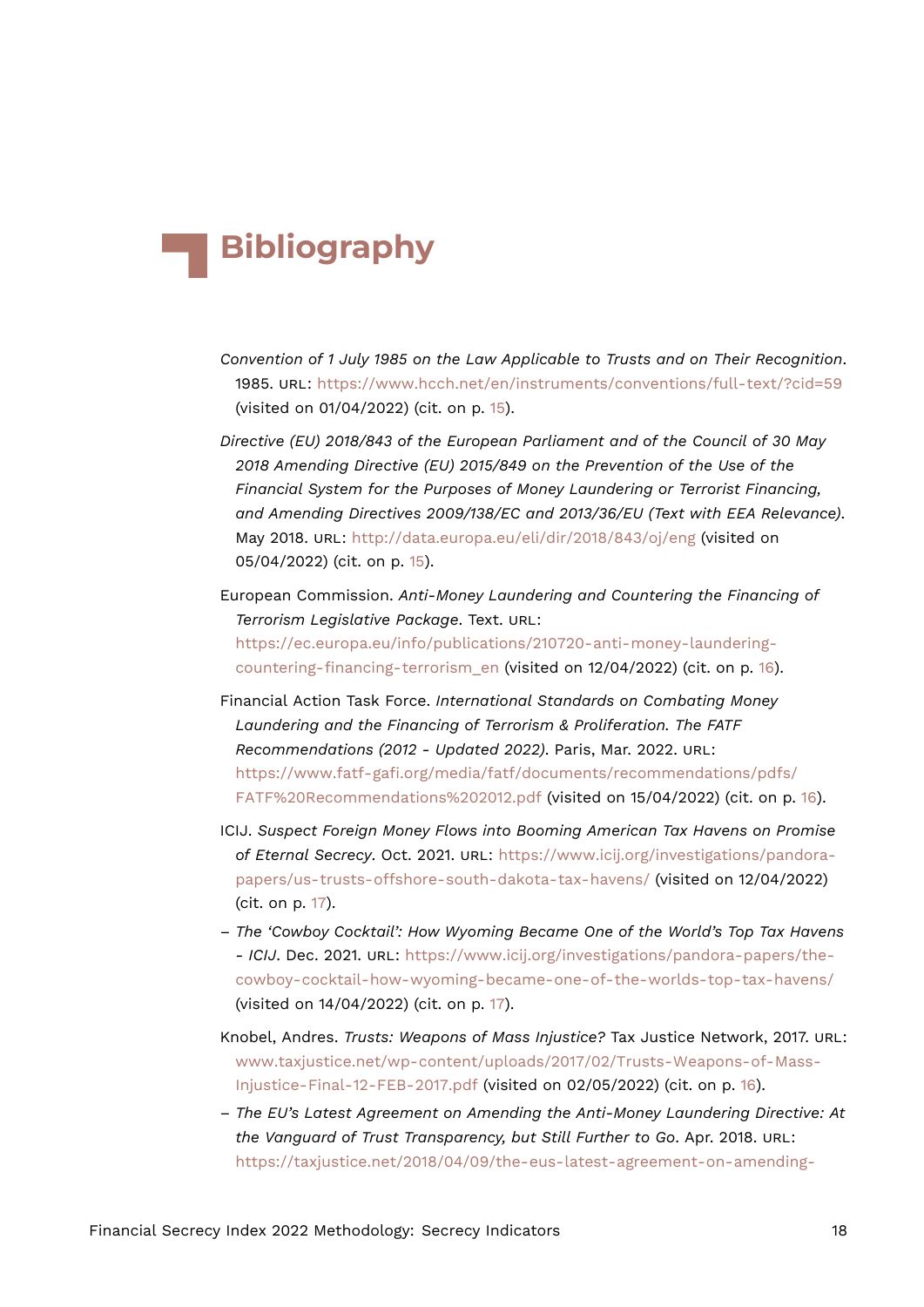# Bibliography

*Convention of 1 July 1985 on the Law Applicable to Trusts and on Their Recognition*. 1985. URL: https://www.hcch.net/en/instruments/conventions/full-text/?cid=59 (visited on 01/04/2022) (cit. on p. 15).

*Directive (EU) 2018/843 of the European Parliament and of the Council of 30 May 2018 Amending Directive (EU) 2015/849 on the Prevention of the Use of the Financial System for the Purposes of Money Laundering or Terrorist Financing, and Amending Directives 2009/138/EC and 2013/36/EU (Text with EEA Relevance)*. May 2018. URL: http://data.europa.eu/eli/dir/2018/843/oj/eng (visited on 05/04/2022) (cit. on p. 15).

European Commission. *Anti-Money Laundering and Countering the Financing of Terrorism Legislative Package*. Text. URL: https://ec.europa.eu/info/publications/210720-anti-money-laundering-countering-financing-terrorism_en (visited on 12/04/2022) (cit. on p. 16).

Financial Action Task Force. *International Standards on Combating Money Laundering and the Financing of Terrorism & Proliferation. The FATF Recommendations (2012 - Updated 2022)*. Paris, Mar. 2022. URL: https://www.fatf-gafi.org/media/fatf/documents/recommendations/pdfs/FATF%20Recommendations%202012.pdf (visited on 15/04/2022) (cit. on p. 16).

ICIJ. *Suspect Foreign Money Flows into Booming American Tax Havens on Promise of Eternal Secrecy*. Oct. 2021. URL: https://www.icij.org/investigations/pandora-papers/us-trusts-offshore-south-dakota-tax-havens/ (visited on 12/04/2022) (cit. on p. 17).

– *The 'Cowboy Cocktail': How Wyoming Became One of the World's Top Tax Havens - ICIJ*. Dec. 2021. URL: https://www.icij.org/investigations/pandora-papers/the-cowboy-cocktail-how-wyoming-became-one-of-the-worlds-top-tax-havens/ (visited on 14/04/2022) (cit. on p. 17).

Knobel, Andres. *Trusts: Weapons of Mass Injustice?* Tax Justice Network, 2017. URL: www.taxjustice.net/wp-content/uploads/2017/02/Trusts-Weapons-of-Mass-Injustice-Final-12-FEB-2017.pdf (visited on 02/05/2022) (cit. on p. 16).

– *The EU's Latest Agreement on Amending the Anti-Money Laundering Directive: At the Vanguard of Trust Transparency, but Still Further to Go*. Apr. 2018. URL: https://taxjustice.net/2018/04/09/the-eus-latest-agreement-on-amending-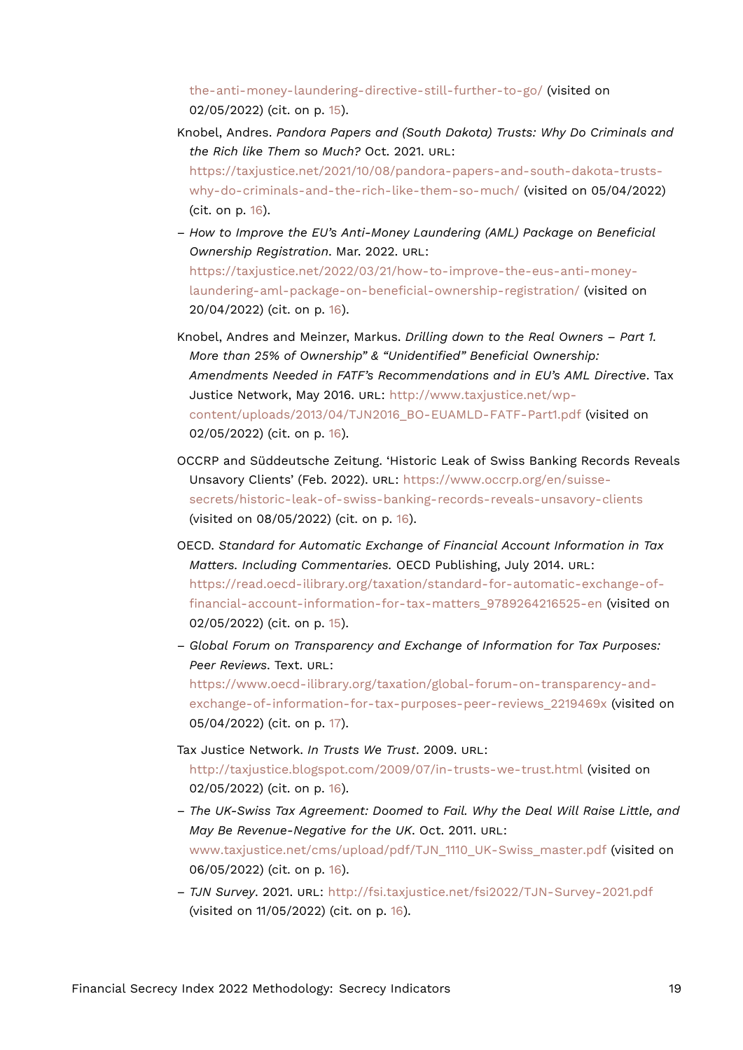the-anti-money-laundering-directive-still-further-to-go/ (visited on 02/05/2022) (cit. on p. 15).

Knobel, Andres. *Pandora Papers and (South Dakota) Trusts: Why Do Criminals and the Rich like Them so Much?* Oct. 2021. URL: https://taxjustice.net/2021/10/08/pandora-papers-and-south-dakota-trusts-why-do-criminals-and-the-rich-like-them-so-much/ (visited on 05/04/2022) (cit. on p. 16).

– *How to Improve the EU's Anti-Money Laundering (AML) Package on Beneficial Ownership Registration*. Mar. 2022. URL: https://taxjustice.net/2022/03/21/how-to-improve-the-eus-anti-money-laundering-aml-package-on-beneficial-ownership-registration/ (visited on 20/04/2022) (cit. on p. 16).

Knobel, Andres and Meinzer, Markus. *Drilling down to the Real Owners – Part 1. More than 25% of Ownership" & "Unidentified" Beneficial Ownership: Amendments Needed in FATF's Recommendations and in EU's AML Directive*. Tax Justice Network, May 2016. URL: http://www.taxjustice.net/wp-content/uploads/2013/04/TJN2016_BO-EUAMLD-FATF-Part1.pdf (visited on 02/05/2022) (cit. on p. 16).

OCCRP and Süddeutsche Zeitung. 'Historic Leak of Swiss Banking Records Reveals Unsavory Clients' (Feb. 2022). URL: https://www.occrp.org/en/suisse-secrets/historic-leak-of-swiss-banking-records-reveals-unsavory-clients (visited on 08/05/2022) (cit. on p. 16).

OECD. *Standard for Automatic Exchange of Financial Account Information in Tax Matters. Including Commentaries.* OECD Publishing, July 2014. URL: https://read.oecd-ilibrary.org/taxation/standard-for-automatic-exchange-of-financial-account-information-for-tax-matters_9789264216525-en (visited on 02/05/2022) (cit. on p. 15).

– *Global Forum on Transparency and Exchange of Information for Tax Purposes: Peer Reviews*. Text. URL: https://www.oecd-ilibrary.org/taxation/global-forum-on-transparency-and-exchange-of-information-for-tax-purposes-peer-reviews_2219469x (visited on 05/04/2022) (cit. on p. 17).

Tax Justice Network. *In Trusts We Trust*. 2009. URL: http://taxjustice.blogspot.com/2009/07/in-trusts-we-trust.html (visited on 02/05/2022) (cit. on p. 16).

– *The UK-Swiss Tax Agreement: Doomed to Fail. Why the Deal Will Raise Little, and May Be Revenue-Negative for the UK*. Oct. 2011. URL: www.taxjustice.net/cms/upload/pdf/TJN_1110_UK-Swiss_master.pdf (visited on 06/05/2022) (cit. on p. 16).

– *TJN Survey*. 2021. URL: http://fsi.taxjustice.net/fsi2022/TJN-Survey-2021.pdf (visited on 11/05/2022) (cit. on p. 16).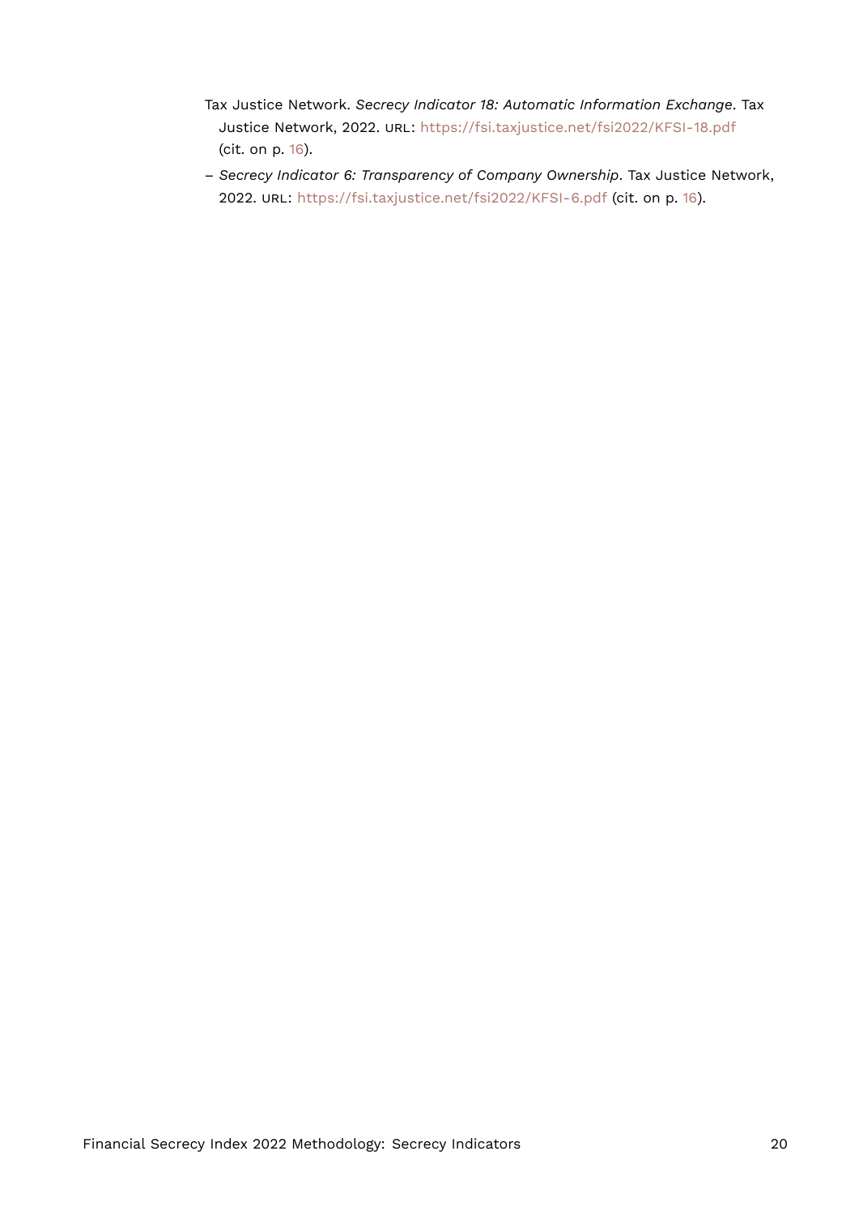Tax Justice Network. *Secrecy Indicator 18: Automatic Information Exchange*. Tax Justice Network, 2022. URL: https://fsi.taxjustice.net/fsi2022/KFSI-18.pdf (cit. on p. 16).

– *Secrecy Indicator 6: Transparency of Company Ownership*. Tax Justice Network, 2022. URL: https://fsi.taxjustice.net/fsi2022/KFSI-6.pdf (cit. on p. 16).